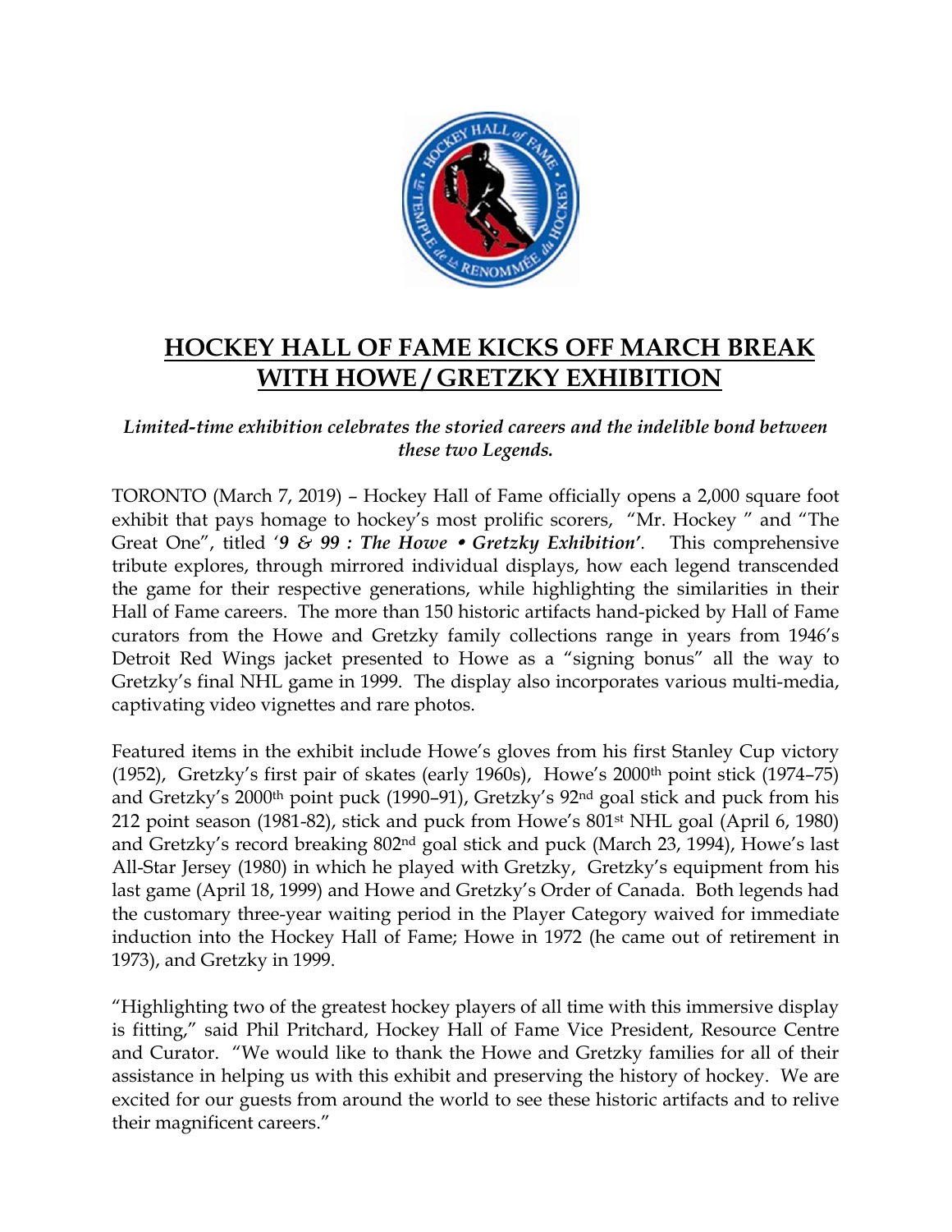# HOCKEY HALL OF FAME KICKS OFF MARCH BREAK WITH HOWE / GRETZKY EXHIBITION

***Limited-time exhibition celebrates the storied careers and the indelible bond between these two Legends.***

TORONTO (March 7, 2019) – Hockey Hall of Fame officially opens a 2,000 square foot exhibit that pays homage to hockey's most prolific scorers, "Mr. Hockey " and "The Great One", titled '***9 & 99 : The Howe • Gretzky Exhibition***'. This comprehensive tribute explores, through mirrored individual displays, how each legend transcended the game for their respective generations, while highlighting the similarities in their Hall of Fame careers. The more than 150 historic artifacts hand-picked by Hall of Fame curators from the Howe and Gretzky family collections range in years from 1946's Detroit Red Wings jacket presented to Howe as a "signing bonus" all the way to Gretzky's final NHL game in 1999. The display also incorporates various multi-media, captivating video vignettes and rare photos.

Featured items in the exhibit include Howe's gloves from his first Stanley Cup victory (1952), Gretzky's first pair of skates (early 1960s), Howe's 2000th point stick (1974–75) and Gretzky's 2000th point puck (1990–91), Gretzky's 92nd goal stick and puck from his 212 point season (1981-82), stick and puck from Howe's 801st NHL goal (April 6, 1980) and Gretzky's record breaking 802nd goal stick and puck (March 23, 1994), Howe's last All-Star Jersey (1980) in which he played with Gretzky, Gretzky's equipment from his last game (April 18, 1999) and Howe and Gretzky's Order of Canada. Both legends had the customary three-year waiting period in the Player Category waived for immediate induction into the Hockey Hall of Fame; Howe in 1972 (he came out of retirement in 1973), and Gretzky in 1999.

"Highlighting two of the greatest hockey players of all time with this immersive display is fitting," said Phil Pritchard, Hockey Hall of Fame Vice President, Resource Centre and Curator. "We would like to thank the Howe and Gretzky families for all of their assistance in helping us with this exhibit and preserving the history of hockey. We are excited for our guests from around the world to see these historic artifacts and to relive their magnificent careers."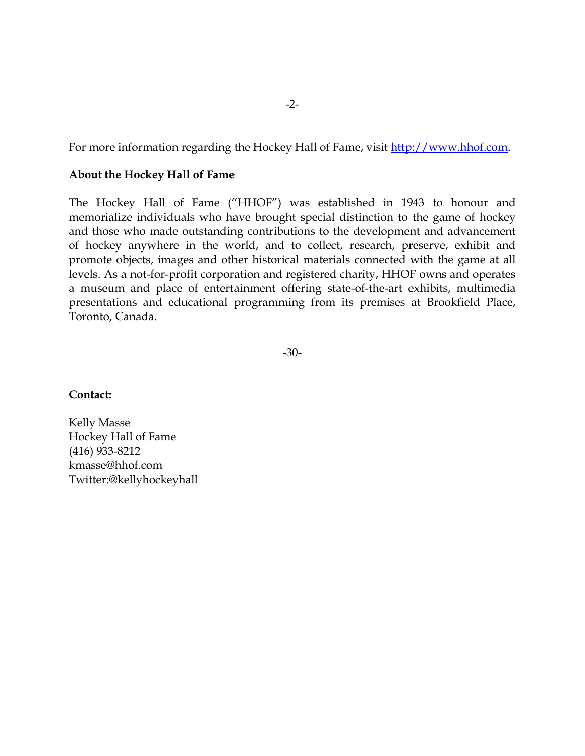For more information regarding the Hockey Hall of Fame, visit [http://www.hhof.com](http://www.hhof.com).

**About the Hockey Hall of Fame**

The Hockey Hall of Fame ("HHOF") was established in 1943 to honour and memorialize individuals who have brought special distinction to the game of hockey and those who made outstanding contributions to the development and advancement of hockey anywhere in the world, and to collect, research, preserve, exhibit and promote objects, images and other historical materials connected with the game at all levels. As a not-for-profit corporation and registered charity, HHOF owns and operates a museum and place of entertainment offering state-of-the-art exhibits, multimedia presentations and educational programming from its premises at Brookfield Place, Toronto, Canada.

-30-

**Contact:**

Kelly Masse
Hockey Hall of Fame
(416) 933-8212
kmasse@hhof.com
Twitter:@kellyhockeyhall